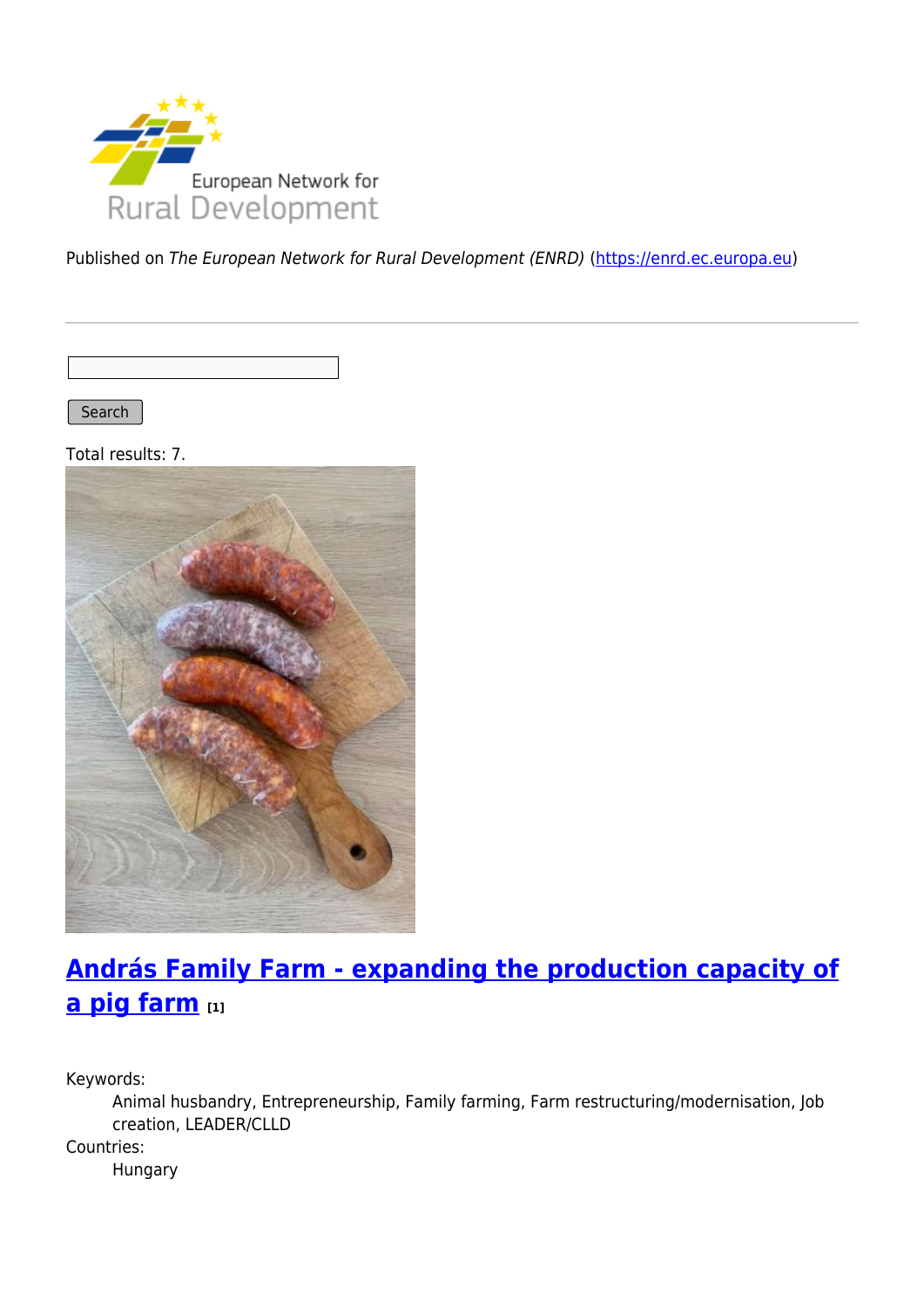Published on *The European Network for Rural Development (ENRD)* (https://enrd.ec.europa.eu)

Search

Total results: 7.

## András Family Farm - expanding the production capacity of a pig farm [1]

Keywords:
: Animal husbandry, Entrepreneurship, Family farming, Farm restructuring/modernisation, Job creation, LEADER/CLLD

Countries:
: Hungary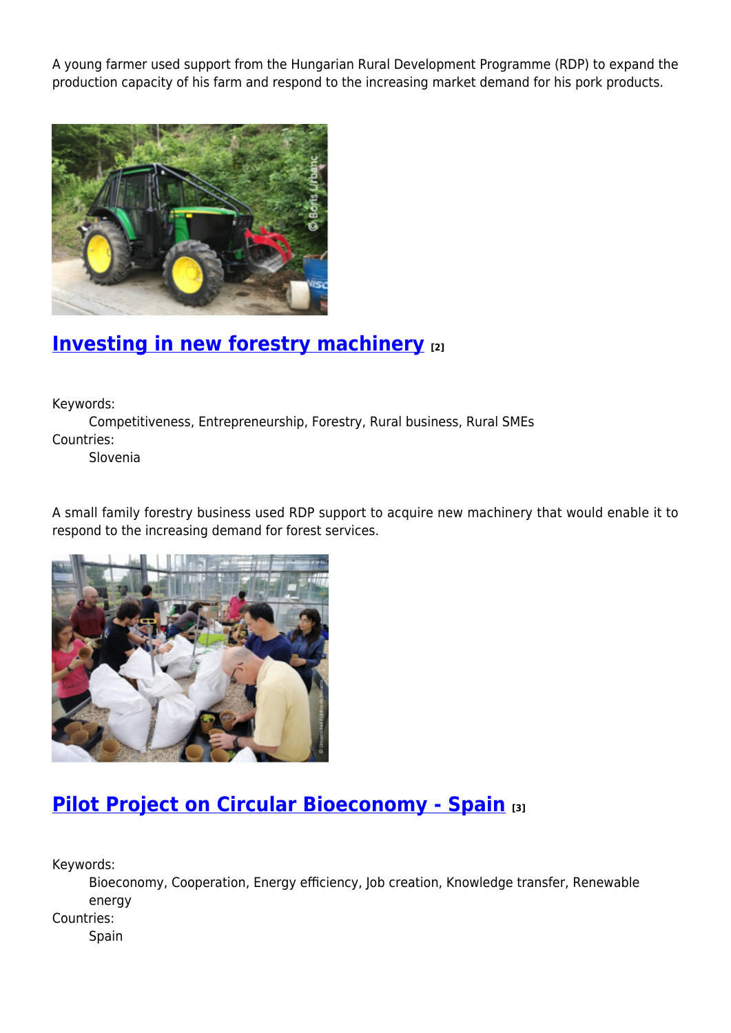A young farmer used support from the Hungarian Rural Development Programme (RDP) to expand the production capacity of his farm and respond to the increasing market demand for his pork products.

## Investing in new forestry machinery [2]

Keywords:
: Competitiveness, Entrepreneurship, Forestry, Rural business, Rural SMEs

Countries:
: Slovenia

A small family forestry business used RDP support to acquire new machinery that would enable it to respond to the increasing demand for forest services.

## Pilot Project on Circular Bioeconomy - Spain [3]

Keywords:
: Bioeconomy, Cooperation, Energy efficiency, Job creation, Knowledge transfer, Renewable energy

Countries:
: Spain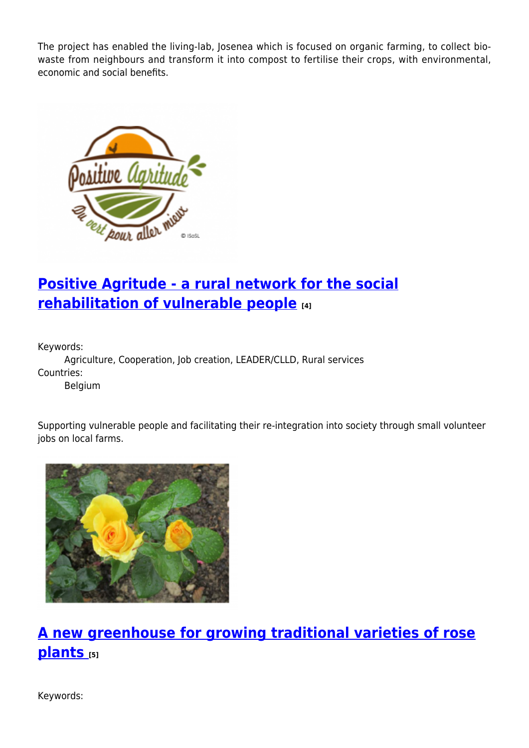The project has enabled the living-lab, Josenea which is focused on organic farming, to collect bio-waste from neighbours and transform it into compost to fertilise their crops, with environmental, economic and social benefits.

## [Positive Agritude - a rural network for the social rehabilitation of vulnerable people [4]]

Keywords:
Agriculture, Cooperation, Job creation, LEADER/CLLD, Rural services

Countries:
Belgium

Supporting vulnerable people and facilitating their re-integration into society through small volunteer jobs on local farms.

## [A new greenhouse for growing traditional varieties of rose plants [5]]

Keywords: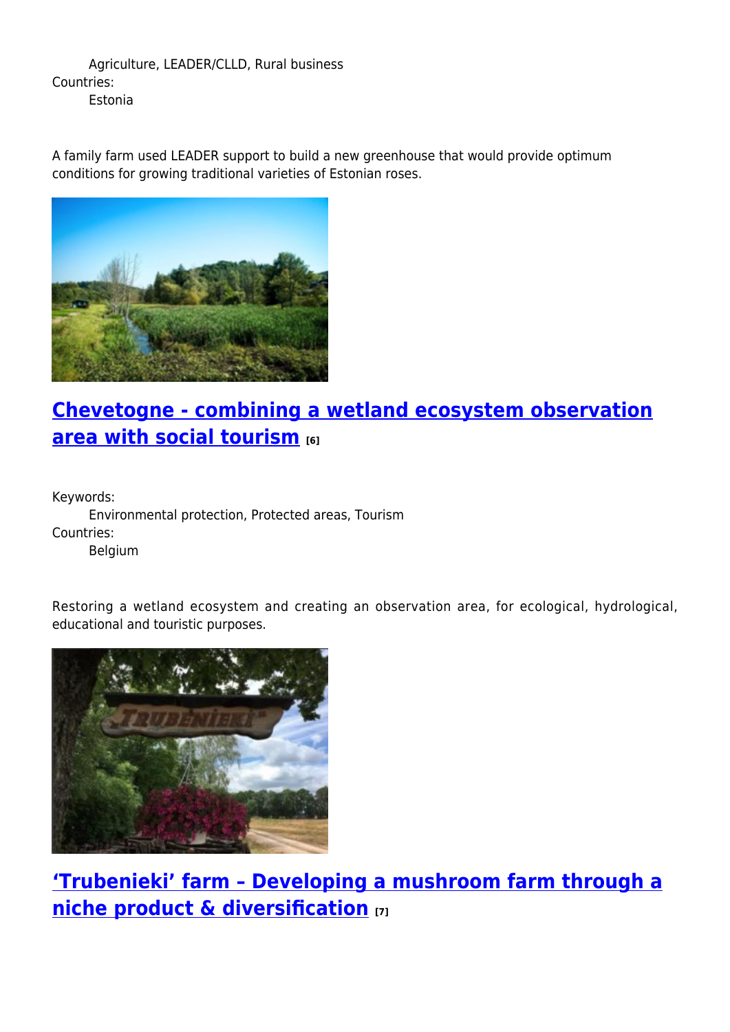Agriculture, LEADER/CLLD, Rural business

Countries:

Estonia

A family farm used LEADER support to build a new greenhouse that would provide optimum conditions for growing traditional varieties of Estonian roses.

## [Chevetogne - combining a wetland ecosystem observation area with social tourism](#) [6]

Keywords:

Environmental protection, Protected areas, Tourism

Countries:

Belgium

Restoring a wetland ecosystem and creating an observation area, for ecological, hydrological, educational and touristic purposes.

## [‘Trubenieki’ farm – Developing a mushroom farm through a niche product & diversification](#) [7]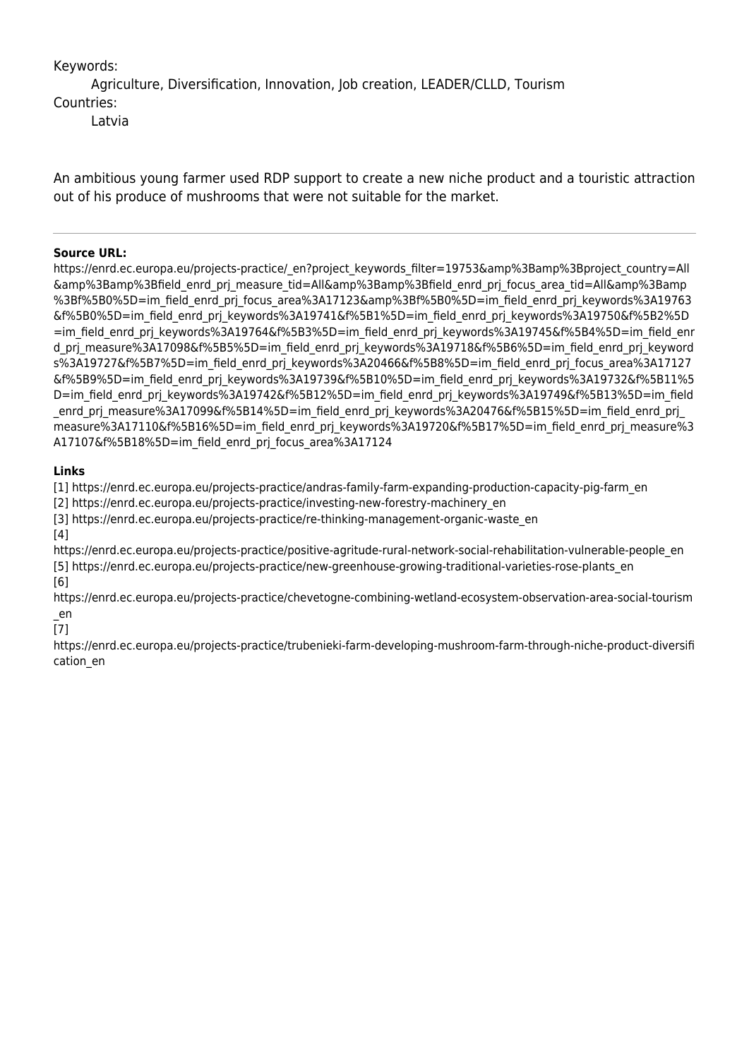Keywords:

Agriculture, Diversification, Innovation, Job creation, LEADER/CLLD, Tourism

Countries:

Latvia

An ambitious young farmer used RDP support to create a new niche product and a touristic attraction out of his produce of mushrooms that were not suitable for the market.

---

**Source URL:**
https://enrd.ec.europa.eu/projects-practice/_en?project_keywords_filter=19753&amp%3Bamp%3Bproject_country=All&amp%3Bamp%3Bfield_enrd_prj_measure_tid=All&amp%3Bamp%3Bfield_enrd_prj_focus_area_tid=All&amp%3Bamp%3Bf%5B0%5D=im_field_enrd_prj_focus_area%3A17123&amp%3Bf%5B0%5D=im_field_enrd_prj_keywords%3A19763&f%5B0%5D=im_field_enrd_prj_keywords%3A19741&f%5B1%5D=im_field_enrd_prj_keywords%3A19750&f%5B2%5D=im_field_enrd_prj_keywords%3A19764&f%5B3%5D=im_field_enrd_prj_keywords%3A19745&f%5B4%5D=im_field_enrd_prj_measure%3A17098&f%5B5%5D=im_field_enrd_prj_keywords%3A19718&f%5B6%5D=im_field_enrd_prj_keywords%3A19727&f%5B7%5D=im_field_enrd_prj_keywords%3A20466&f%5B8%5D=im_field_enrd_prj_focus_area%3A17127&f%5B9%5D=im_field_enrd_prj_keywords%3A19739&f%5B10%5D=im_field_enrd_prj_keywords%3A19732&f%5B11%5D=im_field_enrd_prj_keywords%3A19742&f%5B12%5D=im_field_enrd_prj_keywords%3A19749&f%5B13%5D=im_field_enrd_prj_measure%3A17099&f%5B14%5D=im_field_enrd_prj_keywords%3A20476&f%5B15%5D=im_field_enrd_prj_measure%3A17110&f%5B16%5D=im_field_enrd_prj_keywords%3A19720&f%5B17%5D=im_field_enrd_prj_measure%3A17107&f%5B18%5D=im_field_enrd_prj_focus_area%3A17124

**Links**

[1] https://enrd.ec.europa.eu/projects-practice/andras-family-farm-expanding-production-capacity-pig-farm_en
[2] https://enrd.ec.europa.eu/projects-practice/investing-new-forestry-machinery_en
[3] https://enrd.ec.europa.eu/projects-practice/re-thinking-management-organic-waste_en
[4] https://enrd.ec.europa.eu/projects-practice/positive-agritude-rural-network-social-rehabilitation-vulnerable-people_en
[5] https://enrd.ec.europa.eu/projects-practice/new-greenhouse-growing-traditional-varieties-rose-plants_en
[6] https://enrd.ec.europa.eu/projects-practice/chevetogne-combining-wetland-ecosystem-observation-area-social-tourism_en
[7] https://enrd.ec.europa.eu/projects-practice/trubenieki-farm-developing-mushroom-farm-through-niche-product-diversification_en